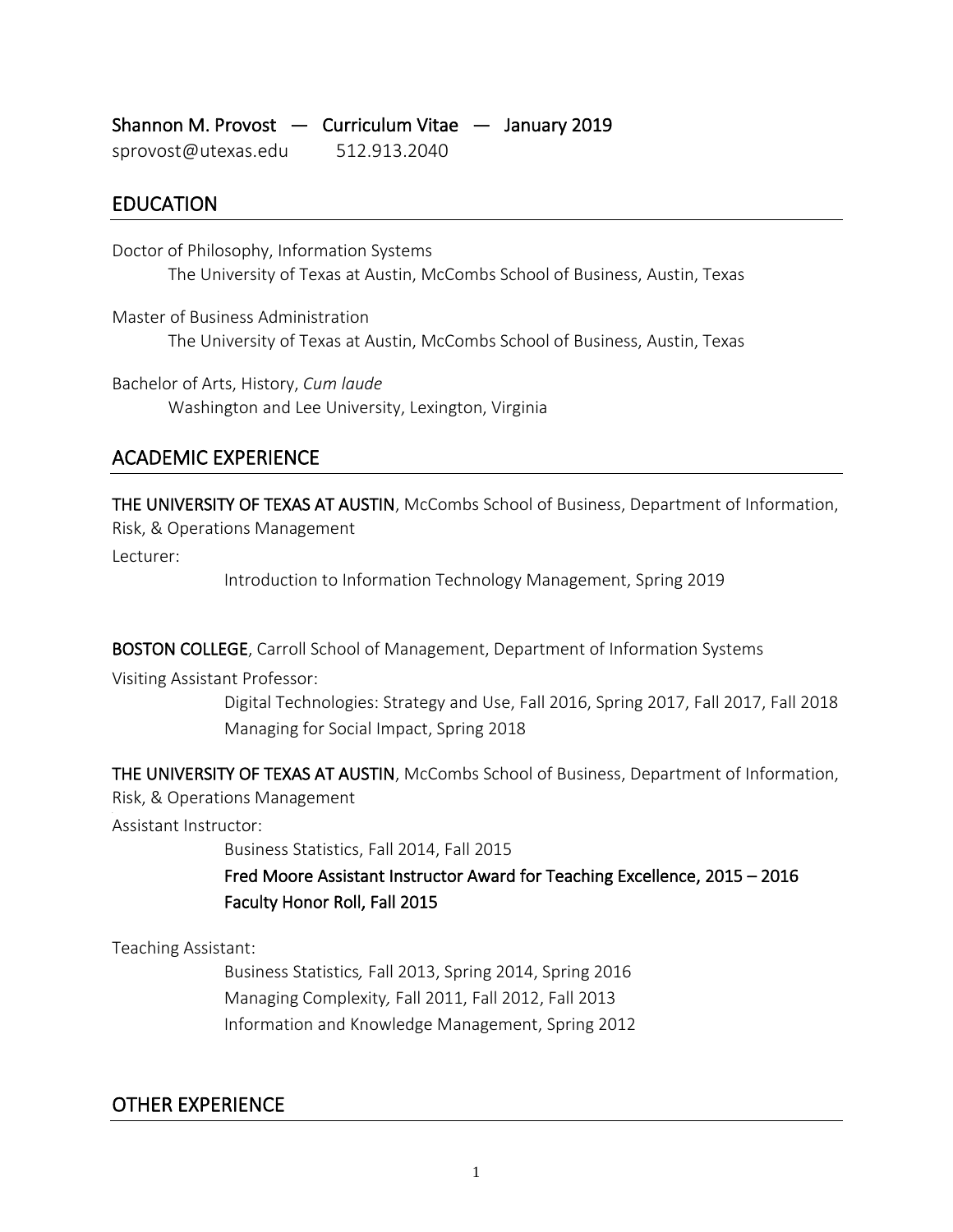# Shannon M. Provost — Curriculum Vitae — January 2019

sprovost@utexas.edu 512.913.2040

## EDUCATION

Doctor of Philosophy, Information Systems
The University of Texas at Austin, McCombs School of Business, Austin, Texas

Master of Business Administration
The University of Texas at Austin, McCombs School of Business, Austin, Texas

Bachelor of Arts, History, *Cum laude*
Washington and Lee University, Lexington, Virginia

## ACADEMIC EXPERIENCE

**THE UNIVERSITY OF TEXAS AT AUSTIN**, McCombs School of Business, Department of Information, Risk, & Operations Management

Lecturer:

Introduction to Information Technology Management, Spring 2019

**BOSTON COLLEGE**, Carroll School of Management, Department of Information Systems

Visiting Assistant Professor:

Digital Technologies: Strategy and Use, Fall 2016, Spring 2017, Fall 2017, Fall 2018
Managing for Social Impact, Spring 2018

**THE UNIVERSITY OF TEXAS AT AUSTIN**, McCombs School of Business, Department of Information, Risk, & Operations Management

Assistant Instructor:

Business Statistics, Fall 2014, Fall 2015
**Fred Moore Assistant Instructor Award for Teaching Excellence, 2015 – 2016**
**Faculty Honor Roll, Fall 2015**

Teaching Assistant:

Business Statistics*,* Fall 2013, Spring 2014, Spring 2016
Managing Complexity*,* Fall 2011, Fall 2012, Fall 2013
Information and Knowledge Management, Spring 2012

## OTHER EXPERIENCE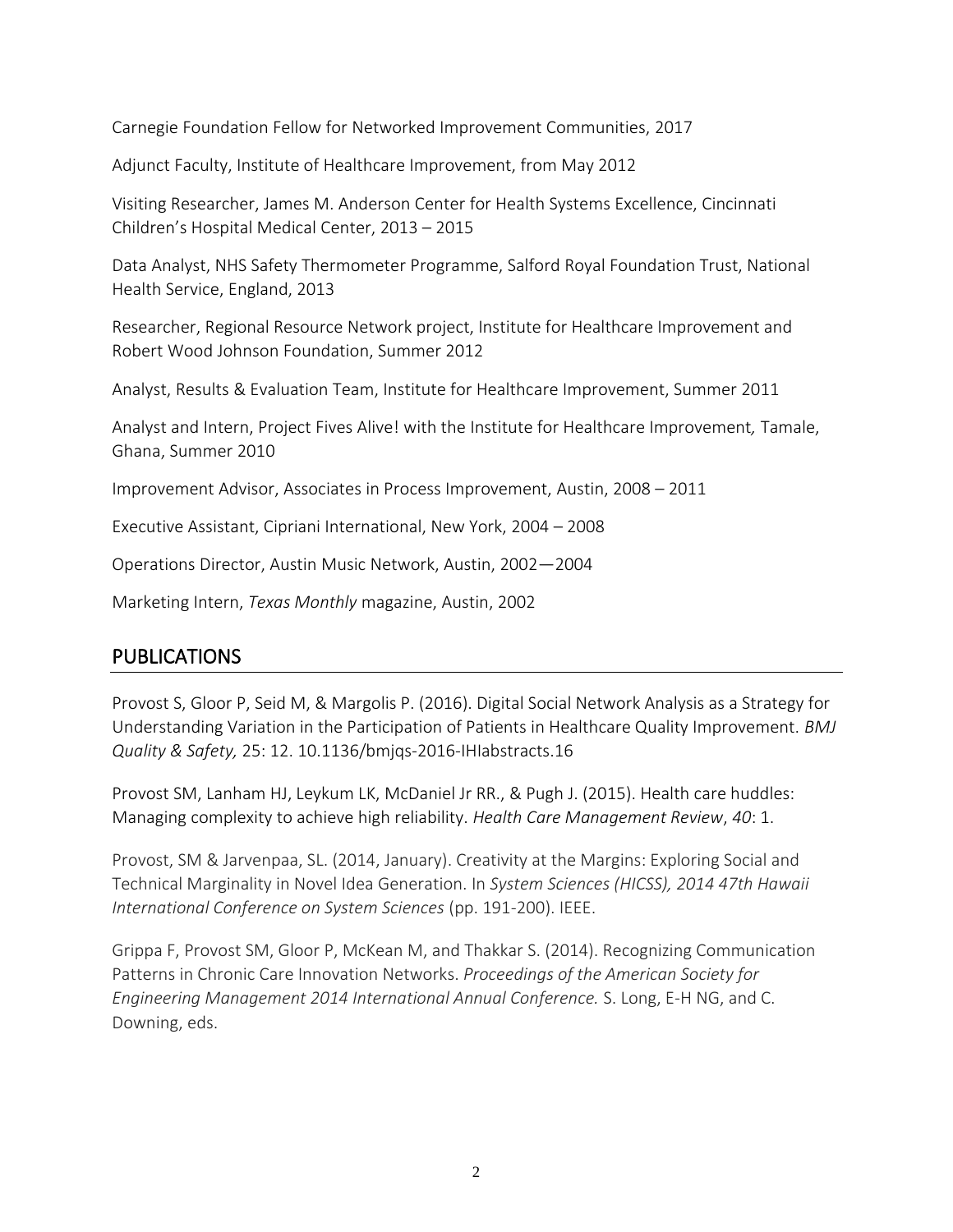Carnegie Foundation Fellow for Networked Improvement Communities, 2017

Adjunct Faculty, Institute of Healthcare Improvement, from May 2012

Visiting Researcher, James M. Anderson Center for Health Systems Excellence, Cincinnati Children's Hospital Medical Center, 2013 – 2015

Data Analyst, NHS Safety Thermometer Programme, Salford Royal Foundation Trust, National Health Service, England, 2013

Researcher, Regional Resource Network project, Institute for Healthcare Improvement and Robert Wood Johnson Foundation, Summer 2012

Analyst, Results & Evaluation Team, Institute for Healthcare Improvement, Summer 2011

Analyst and Intern, Project Fives Alive! with the Institute for Healthcare Improvement*,* Tamale, Ghana, Summer 2010

Improvement Advisor, Associates in Process Improvement, Austin, 2008 – 2011

Executive Assistant, Cipriani International, New York, 2004 – 2008

Operations Director, Austin Music Network, Austin, 2002—2004

Marketing Intern, *Texas Monthly* magazine, Austin, 2002

## PUBLICATIONS

Provost S, Gloor P, Seid M, & Margolis P. (2016). Digital Social Network Analysis as a Strategy for Understanding Variation in the Participation of Patients in Healthcare Quality Improvement. *BMJ Quality & Safety,* 25: 12. 10.1136/bmjqs-2016-IHIabstracts.16

Provost SM, Lanham HJ, Leykum LK, McDaniel Jr RR., & Pugh J. (2015). Health care huddles: Managing complexity to achieve high reliability. *Health Care Management Review*, *40*: 1.

Provost, SM & Jarvenpaa, SL. (2014, January). Creativity at the Margins: Exploring Social and Technical Marginality in Novel Idea Generation. In *System Sciences (HICSS), 2014 47th Hawaii International Conference on System Sciences* (pp. 191-200). IEEE.

Grippa F, Provost SM, Gloor P, McKean M, and Thakkar S. (2014). Recognizing Communication Patterns in Chronic Care Innovation Networks. *Proceedings of the American Society for Engineering Management 2014 International Annual Conference.* S. Long, E-H NG, and C. Downing, eds.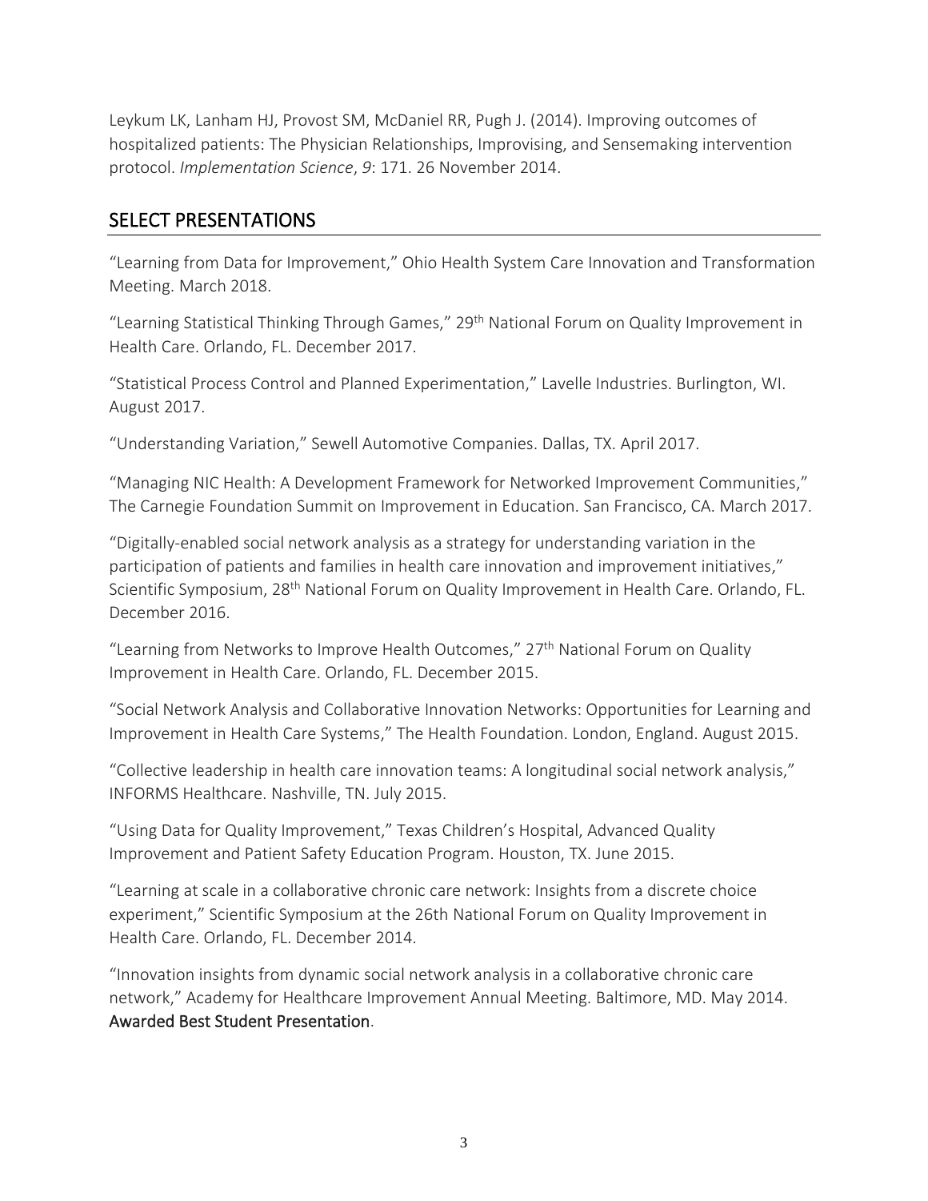Leykum LK, Lanham HJ, Provost SM, McDaniel RR, Pugh J. (2014). Improving outcomes of hospitalized patients: The Physician Relationships, Improvising, and Sensemaking intervention protocol. *Implementation Science*, *9*: 171. 26 November 2014.

## SELECT PRESENTATIONS

"Learning from Data for Improvement," Ohio Health System Care Innovation and Transformation Meeting. March 2018.

"Learning Statistical Thinking Through Games," 29th National Forum on Quality Improvement in Health Care. Orlando, FL. December 2017.

"Statistical Process Control and Planned Experimentation," Lavelle Industries. Burlington, WI. August 2017.

"Understanding Variation," Sewell Automotive Companies. Dallas, TX. April 2017.

"Managing NIC Health: A Development Framework for Networked Improvement Communities," The Carnegie Foundation Summit on Improvement in Education. San Francisco, CA. March 2017.

"Digitally-enabled social network analysis as a strategy for understanding variation in the participation of patients and families in health care innovation and improvement initiatives," Scientific Symposium, 28th National Forum on Quality Improvement in Health Care. Orlando, FL. December 2016.

"Learning from Networks to Improve Health Outcomes," 27th National Forum on Quality Improvement in Health Care. Orlando, FL. December 2015.

"Social Network Analysis and Collaborative Innovation Networks: Opportunities for Learning and Improvement in Health Care Systems," The Health Foundation. London, England. August 2015.

"Collective leadership in health care innovation teams: A longitudinal social network analysis," INFORMS Healthcare. Nashville, TN. July 2015.

"Using Data for Quality Improvement," Texas Children's Hospital, Advanced Quality Improvement and Patient Safety Education Program. Houston, TX. June 2015.

"Learning at scale in a collaborative chronic care network: Insights from a discrete choice experiment," Scientific Symposium at the 26th National Forum on Quality Improvement in Health Care. Orlando, FL. December 2014.

"Innovation insights from dynamic social network analysis in a collaborative chronic care network," Academy for Healthcare Improvement Annual Meeting. Baltimore, MD. May 2014. **Awarded Best Student Presentation**.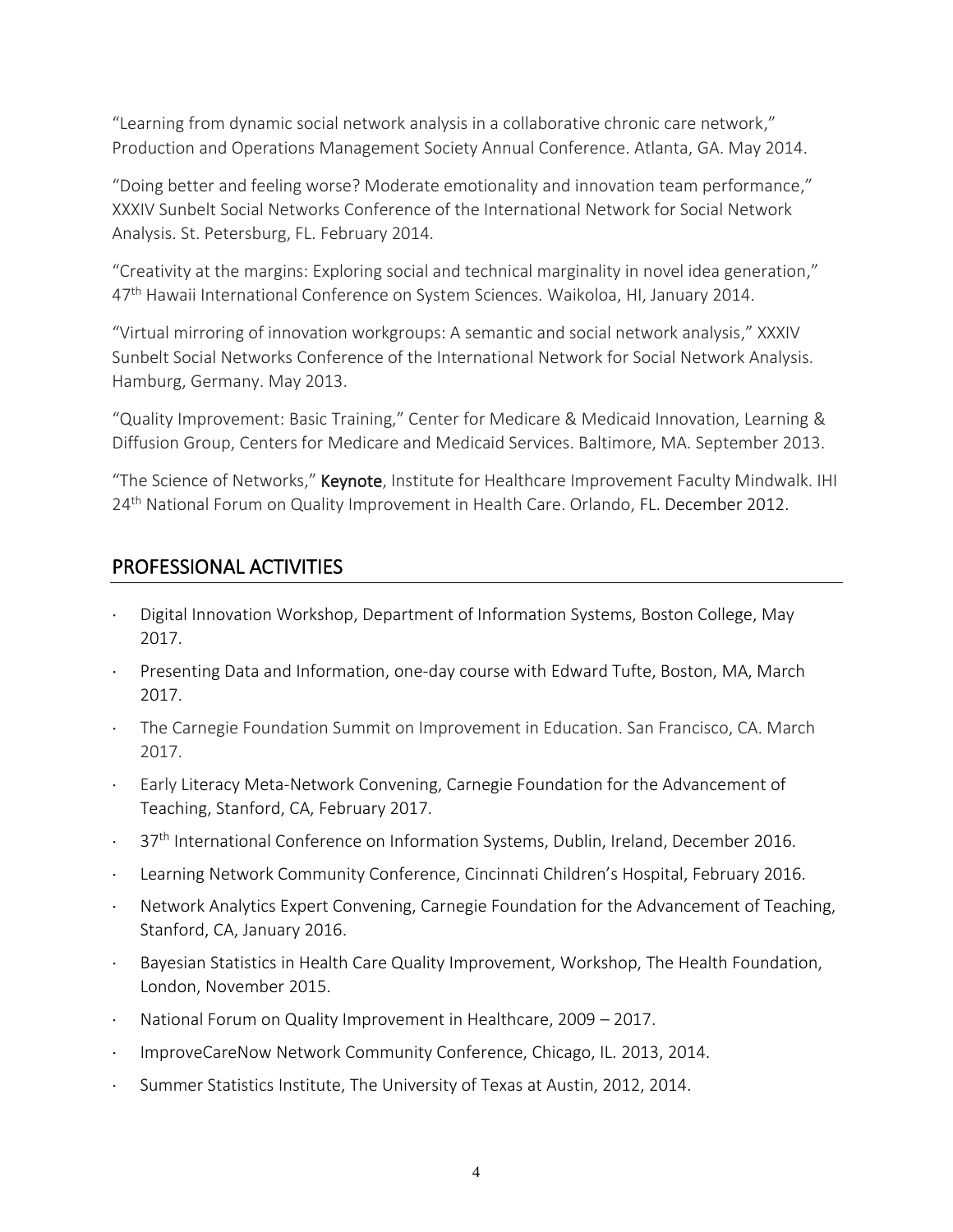"Learning from dynamic social network analysis in a collaborative chronic care network," Production and Operations Management Society Annual Conference. Atlanta, GA. May 2014.

"Doing better and feeling worse? Moderate emotionality and innovation team performance," XXXIV Sunbelt Social Networks Conference of the International Network for Social Network Analysis. St. Petersburg, FL. February 2014.

"Creativity at the margins: Exploring social and technical marginality in novel idea generation," 47th Hawaii International Conference on System Sciences. Waikoloa, HI, January 2014.

"Virtual mirroring of innovation workgroups: A semantic and social network analysis," XXXIV Sunbelt Social Networks Conference of the International Network for Social Network Analysis. Hamburg, Germany. May 2013.

"Quality Improvement: Basic Training," Center for Medicare & Medicaid Innovation, Learning & Diffusion Group, Centers for Medicare and Medicaid Services. Baltimore, MA. September 2013.

"The Science of Networks," **Keynote**, Institute for Healthcare Improvement Faculty Mindwalk. IHI 24th National Forum on Quality Improvement in Health Care. Orlando, FL. December 2012.

## PROFESSIONAL ACTIVITIES

- Digital Innovation Workshop, Department of Information Systems, Boston College, May 2017.
- Presenting Data and Information, one-day course with Edward Tufte, Boston, MA, March 2017.
- The Carnegie Foundation Summit on Improvement in Education. San Francisco, CA. March 2017.
- Early Literacy Meta-Network Convening, Carnegie Foundation for the Advancement of Teaching, Stanford, CA, February 2017.
- 37th International Conference on Information Systems, Dublin, Ireland, December 2016.
- Learning Network Community Conference, Cincinnati Children's Hospital, February 2016.
- Network Analytics Expert Convening, Carnegie Foundation for the Advancement of Teaching, Stanford, CA, January 2016.
- Bayesian Statistics in Health Care Quality Improvement, Workshop, The Health Foundation, London, November 2015.
- National Forum on Quality Improvement in Healthcare, 2009 – 2017.
- ImproveCareNow Network Community Conference, Chicago, IL. 2013, 2014.
- Summer Statistics Institute, The University of Texas at Austin, 2012, 2014.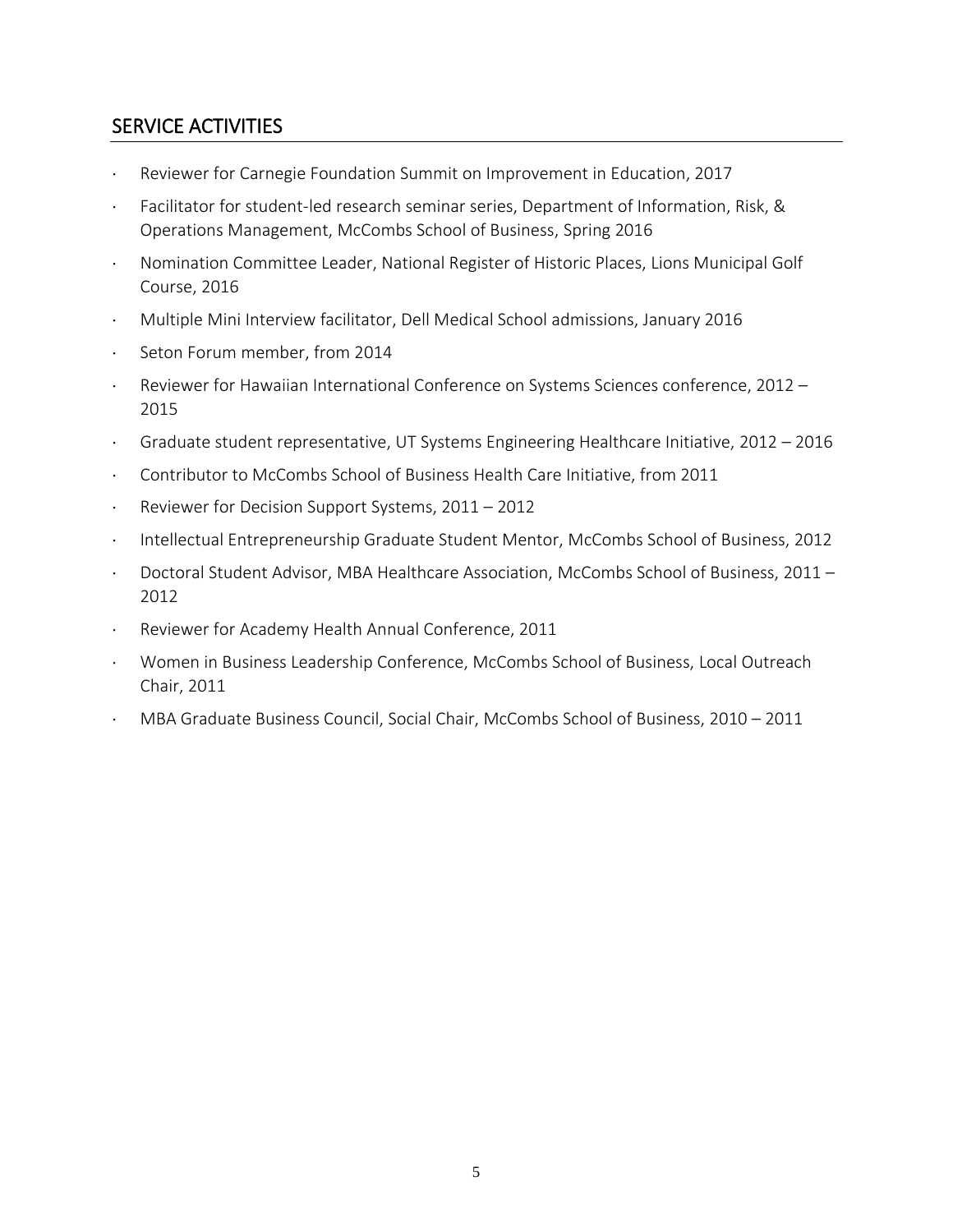## SERVICE ACTIVITIES

- Reviewer for Carnegie Foundation Summit on Improvement in Education, 2017
- Facilitator for student-led research seminar series, Department of Information, Risk, & Operations Management, McCombs School of Business, Spring 2016
- Nomination Committee Leader, National Register of Historic Places, Lions Municipal Golf Course, 2016
- Multiple Mini Interview facilitator, Dell Medical School admissions, January 2016
- Seton Forum member, from 2014
- Reviewer for Hawaiian International Conference on Systems Sciences conference, 2012 – 2015
- Graduate student representative, UT Systems Engineering Healthcare Initiative, 2012 – 2016
- Contributor to McCombs School of Business Health Care Initiative, from 2011
- Reviewer for Decision Support Systems, 2011 – 2012
- Intellectual Entrepreneurship Graduate Student Mentor, McCombs School of Business, 2012
- Doctoral Student Advisor, MBA Healthcare Association, McCombs School of Business, 2011 – 2012
- Reviewer for Academy Health Annual Conference, 2011
- Women in Business Leadership Conference, McCombs School of Business, Local Outreach Chair, 2011
- MBA Graduate Business Council, Social Chair, McCombs School of Business, 2010 – 2011